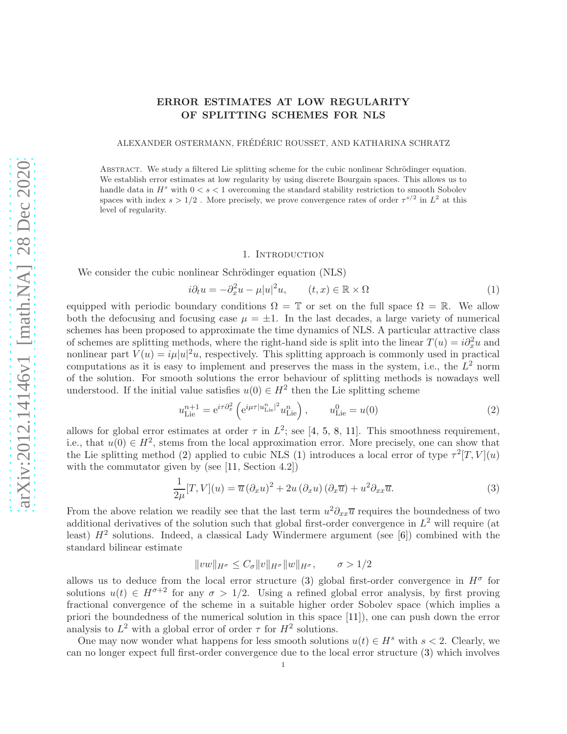# ERROR ESTIMATES AT LOW REGULARITY OF SPLITTING SCHEMES FOR NLS

ALEXANDER OSTERMANN, FRÉDÉRIC ROUSSET, AND KATHARINA SCHRATZ

**Abstract.** We study a filtered Lie splitting scheme for the cubic nonlinear Schrödinger equation. We establish error estimates at low regularity by using discrete Bourgain spaces. This allows us to handle data in $H^s$ with $0 < s < 1$ overcoming the standard stability restriction to smooth Sobolev spaces with index $s > 1/2$. More precisely, we prove convergence rates of order $\tau^{s/2}$ in $L^2$ at this level of regularity.

## 1. Introduction

We consider the cubic nonlinear Schrödinger equation (NLS)

$$i\partial_t u = -\partial_x^2 u - \mu |u|^2 u, \qquad (t, x) \in \mathbb{R} \times \Omega \tag{1}$$

equipped with periodic boundary conditions $\Omega = \mathbb{T}$ or set on the full space $\Omega = \mathbb{R}$. We allow both the defocusing and focusing case $\mu = \pm 1$. In the last decades, a large variety of numerical schemes has been proposed to approximate the time dynamics of NLS. A particular attractive class of schemes are splitting methods, where the right-hand side is split into the linear $T(u) = i\partial_x^2 u$ and nonlinear part $V(u) = i\mu |u|^2 u$, respectively. This splitting approach is commonly used in practical computations as it is easy to implement and preserves the mass in the system, i.e., the $L^2$ norm of the solution. For smooth solutions the error behaviour of splitting methods is nowadays well understood. If the initial value satisfies $u(0) \in H^2$ then the Lie splitting scheme

$$u^{n+1}_{\text{Lie}} = \mathrm{e}^{i\tau\partial_x^2}\left(\mathrm{e}^{i\mu\tau|u^n_{\text{Lie}}|^2} u^n_{\text{Lie}}\right), \qquad u^0_{\text{Lie}} = u(0) \tag{2}$$

allows for global error estimates at order $\tau$ in $L^2$; see [4, 5, 8, 11]. This smoothness requirement, i.e., that $u(0) \in H^2$, stems from the local approximation error. More precisely, one can show that the Lie splitting method (2) applied to cubic NLS (1) introduces a local error of type $\tau^2[T, V](u)$ with the commutator given by (see [11, Section 4.2])

$$\frac{1}{2\mu}[T, V](u) = \overline{u}\,(\partial_x u)^2 + 2u\,(\partial_x u)\,(\partial_x \overline{u}) + u^2 \partial_{xx}\overline{u}. \tag{3}$$

From the above relation we readily see that the last term $u^2\partial_{xx}\overline{u}$ requires the boundedness of two additional derivatives of the solution such that global first-order convergence in $L^2$ will require (at least) $H^2$ solutions. Indeed, a classical Lady Windermere argument (see [6]) combined with the standard bilinear estimate

$$\|vw\|_{H^\sigma} \le C_\sigma \|v\|_{H^\sigma}\|w\|_{H^\sigma}, \qquad \sigma > 1/2$$

allows us to deduce from the local error structure (3) global first-order convergence in $H^\sigma$ for solutions $u(t) \in H^{\sigma+2}$ for any $\sigma > 1/2$. Using a refined global error analysis, by first proving fractional convergence of the scheme in a suitable higher order Sobolev space (which implies a priori the boundedness of the numerical solution in this space [11]), one can push down the error analysis to $L^2$ with a global error of order $\tau$ for $H^2$ solutions.

One may now wonder what happens for less smooth solutions $u(t) \in H^s$ with $s < 2$. Clearly, we can no longer expect full first-order convergence due to the local error structure (3) which involves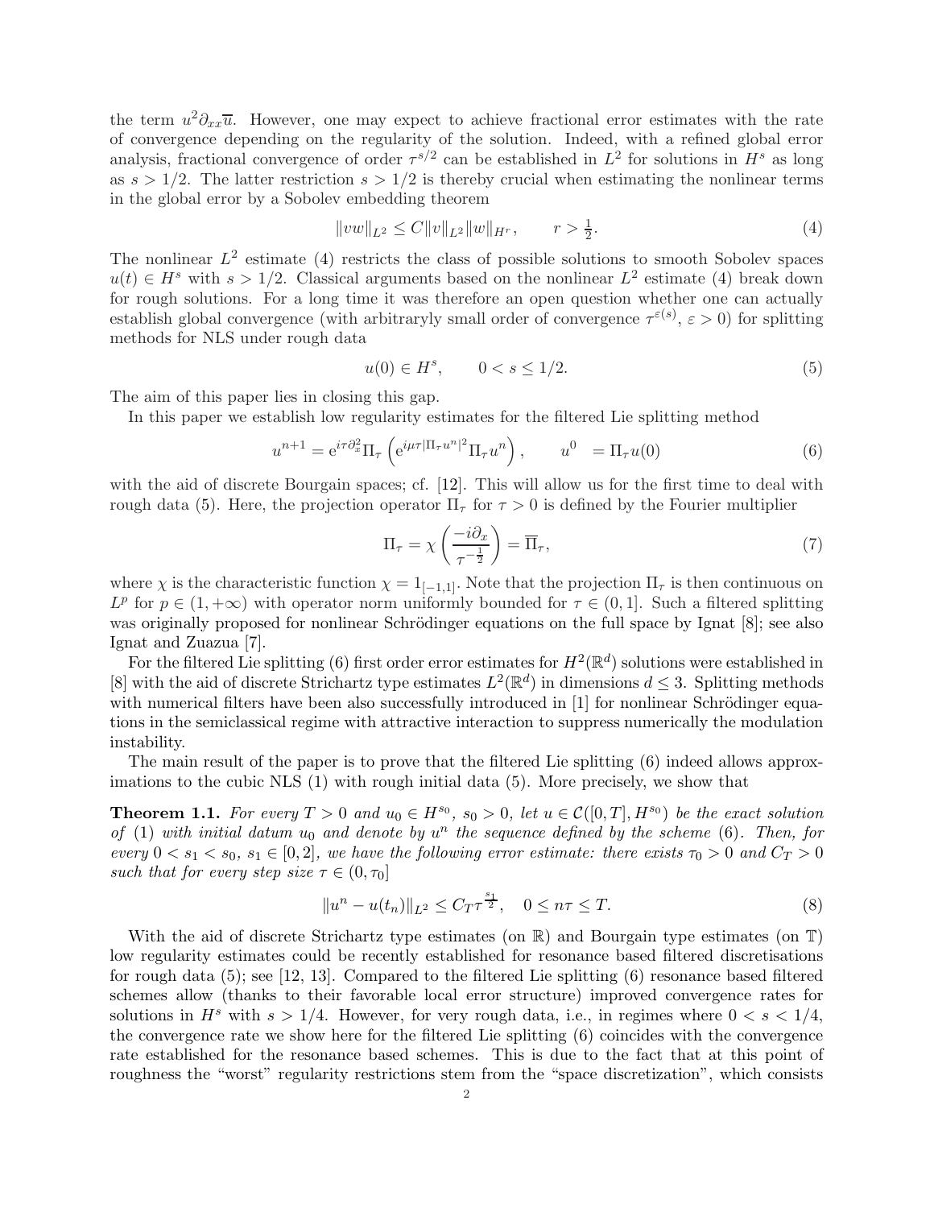the term $u^2\partial_{xx}\overline{u}$. However, one may expect to achieve fractional error estimates with the rate of convergence depending on the regularity of the solution. Indeed, with a refined global error analysis, fractional convergence of order $\tau^{s/2}$ can be established in $L^2$ for solutions in $H^s$ as long as $s > 1/2$. The latter restriction $s > 1/2$ is thereby crucial when estimating the nonlinear terms in the global error by a Sobolev embedding theorem

$$\|vw\|_{L^2} \leq C\|v\|_{L^2}\|w\|_{H^r}, \qquad r > \tfrac{1}{2}. \tag{4}$$

The nonlinear $L^2$ estimate (4) restricts the class of possible solutions to smooth Sobolev spaces $u(t) \in H^s$ with $s > 1/2$. Classical arguments based on the nonlinear $L^2$ estimate (4) break down for rough solutions. For a long time it was therefore an open question whether one can actually establish global convergence (with arbitraryly small order of convergence $\tau^{\varepsilon(s)}$, $\varepsilon > 0$) for splitting methods for NLS under rough data

$$u(0) \in H^s, \qquad 0 < s \leq 1/2. \tag{5}$$

The aim of this paper lies in closing this gap.

In this paper we establish low regularity estimates for the filtered Lie splitting method

$$u^{n+1} = \mathrm{e}^{i\tau\partial_x^2}\Pi_\tau\left(\mathrm{e}^{i\mu\tau|\Pi_\tau u^n|^2}\Pi_\tau u^n\right), \qquad u^0 \;\; = \Pi_\tau u(0) \tag{6}$$

with the aid of discrete Bourgain spaces; cf. [12]. This will allow us for the first time to deal with rough data (5). Here, the projection operator $\Pi_\tau$ for $\tau > 0$ is defined by the Fourier multiplier

$$\Pi_\tau = \chi\left(\frac{-i\partial_x}{\tau^{-\frac{1}{2}}}\right) = \overline{\Pi}_\tau, \tag{7}$$

where $\chi$ is the characteristic function $\chi = 1_{[-1,1]}$. Note that the projection $\Pi_\tau$ is then continuous on $L^p$ for $p \in (1, +\infty)$ with operator norm uniformly bounded for $\tau \in (0, 1]$. Such a filtered splitting was originally proposed for nonlinear Schrödinger equations on the full space by Ignat [8]; see also Ignat and Zuazua [7].

For the filtered Lie splitting (6) first order error estimates for $H^2(\mathbb{R}^d)$ solutions were established in [8] with the aid of discrete Strichartz type estimates $L^2(\mathbb{R}^d)$ in dimensions $d \leq 3$. Splitting methods with numerical filters have been also successfully introduced in [1] for nonlinear Schrödinger equations in the semiclassical regime with attractive interaction to suppress numerically the modulation instability.

The main result of the paper is to prove that the filtered Lie splitting (6) indeed allows approximations to the cubic NLS (1) with rough initial data (5). More precisely, we show that

**Theorem 1.1.** *For every $T > 0$ and $u_0 \in H^{s_0}$, $s_0 > 0$, let $u \in \mathcal{C}([0, T], H^{s_0})$ be the exact solution of (1) with initial datum $u_0$ and denote by $u^n$ the sequence defined by the scheme (6). Then, for every $0 < s_1 < s_0$, $s_1 \in [0, 2]$, we have the following error estimate: there exists $\tau_0 > 0$ and $C_T > 0$ such that for every step size $\tau \in (0, \tau_0]$*

$$\|u^n - u(t_n)\|_{L^2} \leq C_T\tau^{\frac{s_1}{2}}, \quad 0 \leq n\tau \leq T. \tag{8}$$

With the aid of discrete Strichartz type estimates (on $\mathbb{R}$) and Bourgain type estimates (on $\mathbb{T}$) low regularity estimates could be recently established for resonance based filtered discretisations for rough data (5); see [12, 13]. Compared to the filtered Lie splitting (6) resonance based filtered schemes allow (thanks to their favorable local error structure) improved convergence rates for solutions in $H^s$ with $s > 1/4$. However, for very rough data, i.e., in regimes where $0 < s < 1/4$, the convergence rate we show here for the filtered Lie splitting (6) coincides with the convergence rate established for the resonance based schemes. This is due to the fact that at this point of roughness the "worst" regularity restrictions stem from the "space discretization", which consists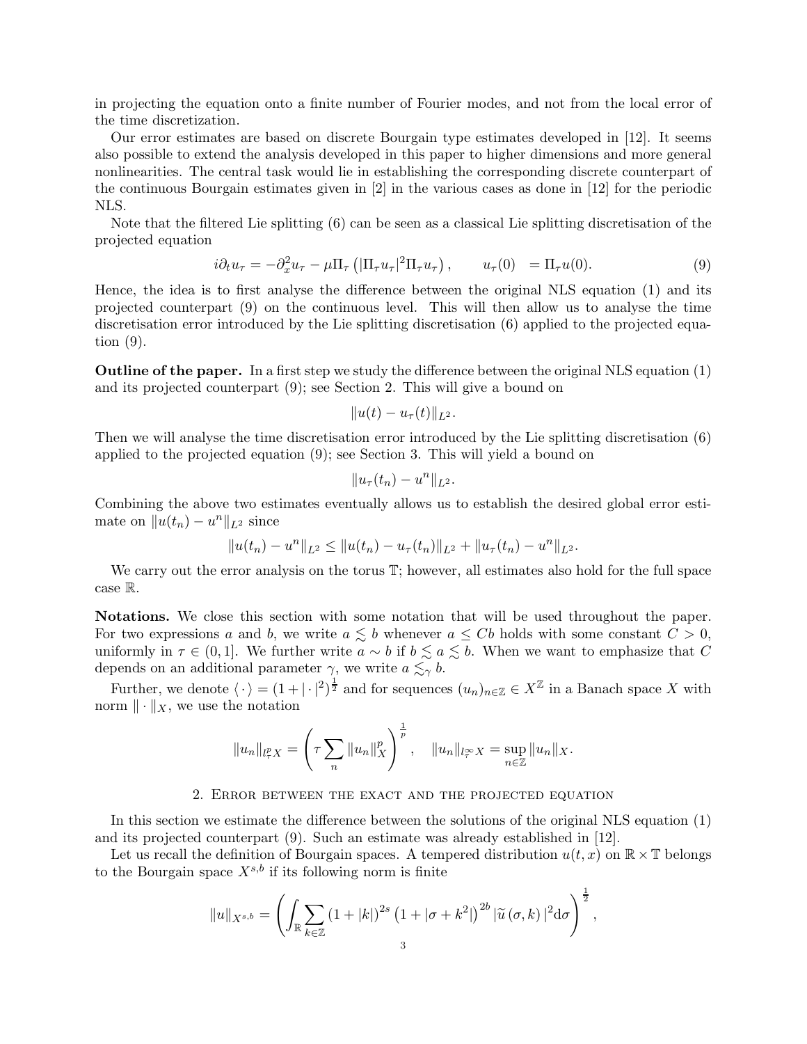in projecting the equation onto a finite number of Fourier modes, and not from the local error of the time discretization.

Our error estimates are based on discrete Bourgain type estimates developed in [12]. It seems also possible to extend the analysis developed in this paper to higher dimensions and more general nonlinearities. The central task would lie in establishing the corresponding discrete counterpart of the continuous Bourgain estimates given in [2] in the various cases as done in [12] for the periodic NLS.

Note that the filtered Lie splitting (6) can be seen as a classical Lie splitting discretisation of the projected equation

$$i\partial_t u_\tau = -\partial_x^2 u_\tau - \mu \Pi_\tau \left( |\Pi_\tau u_\tau|^2 \Pi_\tau u_\tau \right), \qquad u_\tau(0) \;= \Pi_\tau u(0). \tag{9}$$

Hence, the idea is to first analyse the difference between the original NLS equation (1) and its projected counterpart (9) on the continuous level. This will then allow us to analyse the time discretisation error introduced by the Lie splitting discretisation (6) applied to the projected equation (9).

**Outline of the paper.** In a first step we study the difference between the original NLS equation (1) and its projected counterpart (9); see Section 2. This will give a bound on

$$\|u(t) - u_\tau(t)\|_{L^2}.$$

Then we will analyse the time discretisation error introduced by the Lie splitting discretisation (6) applied to the projected equation (9); see Section 3. This will yield a bound on

$$\|u_\tau(t_n) - u^n\|_{L^2}.$$

Combining the above two estimates eventually allows us to establish the desired global error estimate on $\|u(t_n) - u^n\|_{L^2}$ since

$$\|u(t_n) - u^n\|_{L^2} \leq \|u(t_n) - u_\tau(t_n)\|_{L^2} + \|u_\tau(t_n) - u^n\|_{L^2}.$$

We carry out the error analysis on the torus $\mathbb{T}$; however, all estimates also hold for the full space case $\mathbb{R}$.

**Notations.** We close this section with some notation that will be used throughout the paper. For two expressions $a$ and $b$, we write $a \lesssim b$ whenever $a \leq Cb$ holds with some constant $C > 0$, uniformly in $\tau \in (0, 1]$. We further write $a \sim b$ if $b \lesssim a \lesssim b$. When we want to emphasize that $C$ depends on an additional parameter $\gamma$, we write $a \lesssim_\gamma b$.

Further, we denote $\langle \cdot \rangle = (1 + |\cdot|^2)^{\frac{1}{2}}$ and for sequences $(u_n)_{n\in\mathbb{Z}} \in X^{\mathbb{Z}}$ in a Banach space $X$ with norm $\|\cdot\|_X$, we use the notation

$$\|u_n\|_{l^p_\tau X} = \left( \tau \sum_n \|u_n\|_X^p \right)^{\frac{1}{p}}, \quad \|u_n\|_{l^\infty_\tau X} = \sup_{n\in\mathbb{Z}} \|u_n\|_X.$$

## 2. Error between the exact and the projected equation

In this section we estimate the difference between the solutions of the original NLS equation (1) and its projected counterpart (9). Such an estimate was already established in [12].

Let us recall the definition of Bourgain spaces. A tempered distribution $u(t, x)$ on $\mathbb{R} \times \mathbb{T}$ belongs to the Bourgain space $X^{s,b}$ if its following norm is finite

$$\|u\|_{X^{s,b}} = \left( \int_{\mathbb{R}} \sum_{k\in\mathbb{Z}} (1 + |k|)^{2s} \left(1 + |\sigma + k^2|\right)^{2b} |\widetilde{u}\,(\sigma, k)\,|^2 \mathrm{d}\sigma \right)^{\frac{1}{2}},$$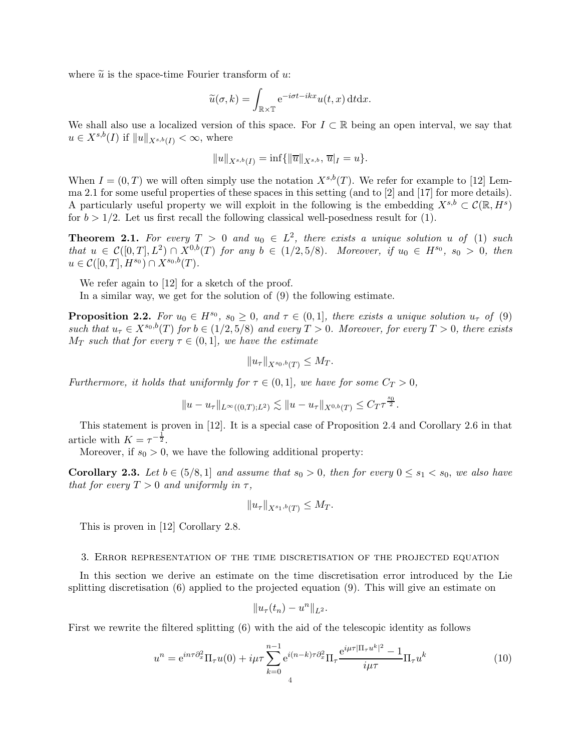where $\widetilde{u}$ is the space-time Fourier transform of $u$:

$$\widetilde{u}(\sigma, k) = \int_{\mathbb{R}\times\mathbb{T}} \mathrm{e}^{-i\sigma t - ikx} u(t,x)\,\mathrm{d}t\mathrm{d}x.$$

We shall also use a localized version of this space. For $I \subset \mathbb{R}$ being an open interval, we say that $u \in X^{s,b}(I)$ if $\|u\|_{X^{s,b}(I)} < \infty$, where

$$\|u\|_{X^{s,b}(I)} = \inf\{\|\overline{u}\|_{X^{s,b}},\, \overline{u}|_I = u\}.$$

When $I = (0,T)$ we will often simply use the notation $X^{s,b}(T)$. We refer for example to [12] Lemma 2.1 for some useful properties of these spaces in this setting (and to [2] and [17] for more details). A particularly useful property we will exploit in the following is the embedding $X^{s,b} \subset \mathcal{C}(\mathbb{R}, H^s)$ for $b > 1/2$. Let us first recall the following classical well-posedness result for (1).

**Theorem 2.1.** *For every $T > 0$ and $u_0 \in L^2$, there exists a unique solution $u$ of (1) such that $u \in \mathcal{C}([0,T], L^2) \cap X^{0,b}(T)$ for any $b \in (1/2, 5/8)$. Moreover, if $u_0 \in H^{s_0}$, $s_0 > 0$, then $u \in \mathcal{C}([0,T], H^{s_0}) \cap X^{s_0,b}(T)$.*

We refer again to [12] for a sketch of the proof.

In a similar way, we get for the solution of (9) the following estimate.

**Proposition 2.2.** *For $u_0 \in H^{s_0}$, $s_0 \geq 0$, and $\tau \in (0,1]$, there exists a unique solution $u_\tau$ of (9) such that $u_\tau \in X^{s_0,b}(T)$ for $b \in (1/2, 5/8)$ and every $T > 0$. Moreover, for every $T > 0$, there exists $M_T$ such that for every $\tau \in (0,1]$, we have the estimate*

$$\|u_\tau\|_{X^{s_0,b}(T)} \leq M_T.$$

*Furthermore, it holds that uniformly for $\tau \in (0,1]$, we have for some $C_T > 0$,*

$$\|u - u_\tau\|_{L^\infty((0,T);L^2)} \lesssim \|u - u_\tau\|_{X^{0,b}(T)} \leq C_T \tau^{\frac{s_0}{2}}.$$

This statement is proven in [12]. It is a special case of Proposition 2.4 and Corollary 2.6 in that article with $K = \tau^{-\frac{1}{2}}$.

Moreover, if $s_0 > 0$, we have the following additional property:

**Corollary 2.3.** *Let $b \in (5/8, 1]$ and assume that $s_0 > 0$, then for every $0 \leq s_1 < s_0$, we also have that for every $T > 0$ and uniformly in $\tau$,*

$$\|u_\tau\|_{X^{s_1,b}(T)} \leq M_T.$$

This is proven in [12] Corollary 2.8.

## 3. Error representation of the time discretisation of the projected equation

In this section we derive an estimate on the time discretisation error introduced by the Lie splitting discretisation (6) applied to the projected equation (9). This will give an estimate on

$$\|u_\tau(t_n) - u^n\|_{L^2}.$$

First we rewrite the filtered splitting (6) with the aid of the telescopic identity as follows

$$u^n = \mathrm{e}^{in\tau\partial_x^2}\Pi_\tau u(0) + i\mu\tau \sum_{k=0}^{n-1} \mathrm{e}^{i(n-k)\tau\partial_x^2}\Pi_\tau \frac{\mathrm{e}^{i\mu\tau|\Pi_\tau u^k|^2} - 1}{i\mu\tau}\Pi_\tau u^k \tag{10}$$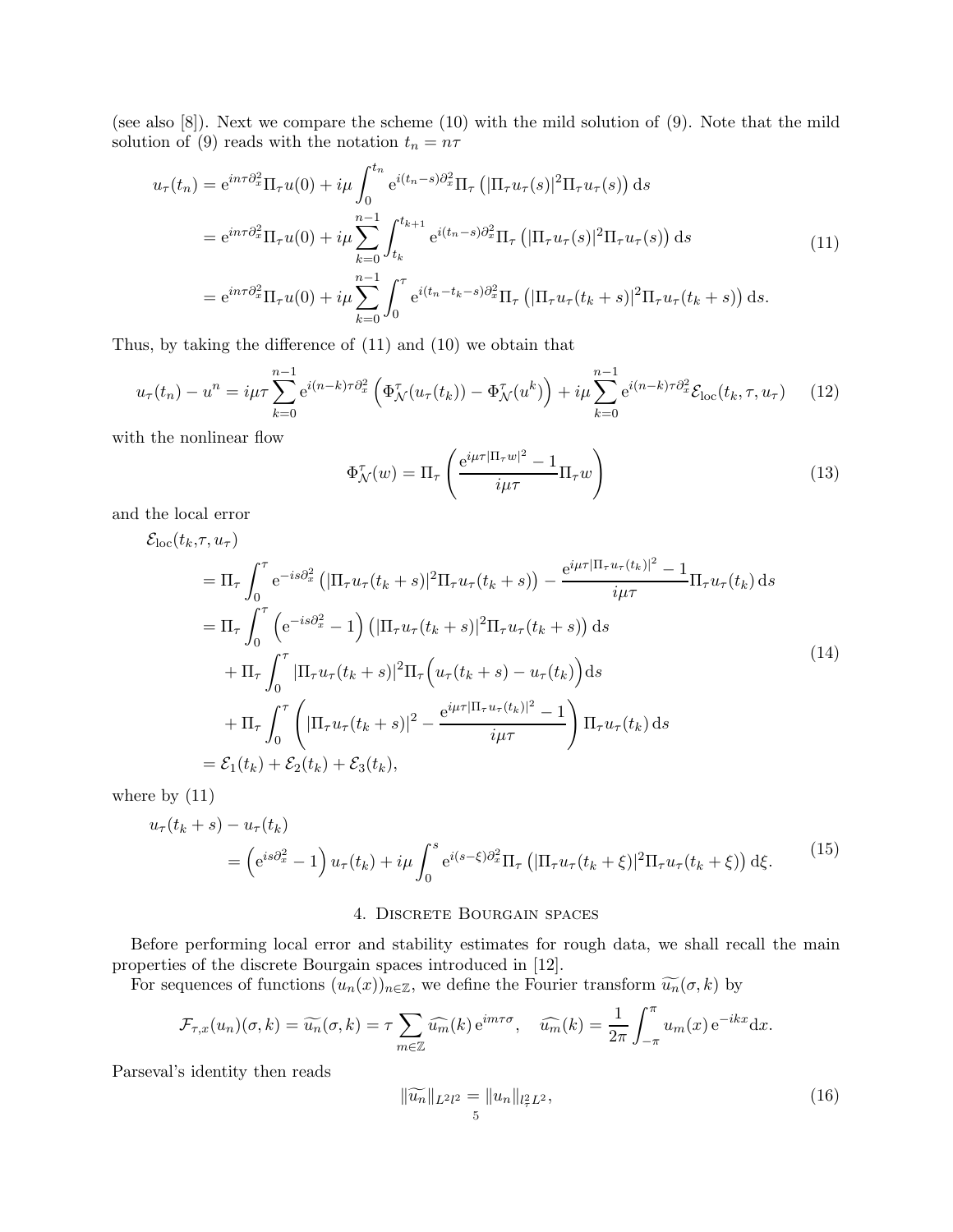(see also [8]). Next we compare the scheme (10) with the mild solution of (9). Note that the mild solution of (9) reads with the notation $t_n = n\tau$

$$
\begin{aligned}
u_\tau(t_n) &= \mathrm{e}^{in\tau\partial_x^2}\Pi_\tau u(0) + i\mu\int_0^{t_n} \mathrm{e}^{i(t_n-s)\partial_x^2}\Pi_\tau\left(|\Pi_\tau u_\tau(s)|^2\Pi_\tau u_\tau(s)\right)\mathrm{d}s \\
&= \mathrm{e}^{in\tau\partial_x^2}\Pi_\tau u(0) + i\mu\sum_{k=0}^{n-1}\int_{t_k}^{t_{k+1}} \mathrm{e}^{i(t_n-s)\partial_x^2}\Pi_\tau\left(|\Pi_\tau u_\tau(s)|^2\Pi_\tau u_\tau(s)\right)\mathrm{d}s \\
&= \mathrm{e}^{in\tau\partial_x^2}\Pi_\tau u(0) + i\mu\sum_{k=0}^{n-1}\int_0^{\tau} \mathrm{e}^{i(t_n-t_k-s)\partial_x^2}\Pi_\tau\left(|\Pi_\tau u_\tau(t_k+s)|^2\Pi_\tau u_\tau(t_k+s)\right)\mathrm{d}s.
\end{aligned}
\tag{11}
$$

Thus, by taking the difference of (11) and (10) we obtain that

$$
u_\tau(t_n) - u^n = i\mu\tau\sum_{k=0}^{n-1}\mathrm{e}^{i(n-k)\tau\partial_x^2}\left(\Phi_{\mathcal{N}}^\tau(u_\tau(t_k)) - \Phi_{\mathcal{N}}^\tau(u^k)\right) + i\mu\sum_{k=0}^{n-1}\mathrm{e}^{i(n-k)\tau\partial_x^2}\mathcal{E}_{\mathrm{loc}}(t_k,\tau,u_\tau) \tag{12}
$$

with the nonlinear flow

$$
\Phi_{\mathcal{N}}^\tau(w) = \Pi_\tau\left(\frac{\mathrm{e}^{i\mu\tau|\Pi_\tau w|^2}-1}{i\mu\tau}\Pi_\tau w\right) \tag{13}
$$

and the local error

$$
\begin{aligned}
&\mathcal{E}_{\mathrm{loc}}(t_k,\tau,u_\tau) \\
&\quad= \Pi_\tau\int_0^\tau \mathrm{e}^{-is\partial_x^2}\left(|\Pi_\tau u_\tau(t_k+s)|^2\Pi_\tau u_\tau(t_k+s)\right) - \frac{\mathrm{e}^{i\mu\tau|\Pi_\tau u_\tau(t_k)|^2}-1}{i\mu\tau}\Pi_\tau u_\tau(t_k)\,\mathrm{d}s \\
&\quad= \Pi_\tau\int_0^\tau\left(\mathrm{e}^{-is\partial_x^2}-1\right)\left(|\Pi_\tau u_\tau(t_k+s)|^2\Pi_\tau u_\tau(t_k+s)\right)\mathrm{d}s \\
&\qquad+ \Pi_\tau\int_0^\tau |\Pi_\tau u_\tau(t_k+s)|^2\Pi_\tau\Big(u_\tau(t_k+s)-u_\tau(t_k)\Big)\mathrm{d}s \\
&\qquad+ \Pi_\tau\int_0^\tau\left(|\Pi_\tau u_\tau(t_k+s)|^2 - \frac{\mathrm{e}^{i\mu\tau|\Pi_\tau u_\tau(t_k)|^2}-1}{i\mu\tau}\right)\Pi_\tau u_\tau(t_k)\,\mathrm{d}s \\
&\quad= \mathcal{E}_1(t_k) + \mathcal{E}_2(t_k) + \mathcal{E}_3(t_k),
\end{aligned}
\tag{14}
$$

where by (11)

$$
\begin{aligned}
&u_\tau(t_k+s) - u_\tau(t_k) \\
&\qquad= \left(\mathrm{e}^{is\partial_x^2}-1\right)u_\tau(t_k) + i\mu\int_0^s \mathrm{e}^{i(s-\xi)\partial_x^2}\Pi_\tau\left(|\Pi_\tau u_\tau(t_k+\xi)|^2\Pi_\tau u_\tau(t_k+\xi)\right)\mathrm{d}\xi.
\end{aligned}
\tag{15}
$$

## 4. Discrete Bourgain spaces

Before performing local error and stability estimates for rough data, we shall recall the main properties of the discrete Bourgain spaces introduced in [12].

For sequences of functions $(u_n(x))_{n\in\mathbb{Z}}$, we define the Fourier transform $\widetilde{u_n}(\sigma,k)$ by

$$
\mathcal{F}_{\tau,x}(u_n)(\sigma,k) = \widetilde{u_n}(\sigma,k) = \tau\sum_{m\in\mathbb{Z}}\widehat{u_m}(k)\,\mathrm{e}^{im\tau\sigma}, \quad \widehat{u_m}(k) = \frac{1}{2\pi}\int_{-\pi}^{\pi}u_m(x)\,\mathrm{e}^{-ikx}\mathrm{d}x.
$$

Parseval's identity then reads

$$
\|\widetilde{u_n}\|_{L^2l^2} = \|u_n\|_{l^2_\tau L^2}, \tag{16}
$$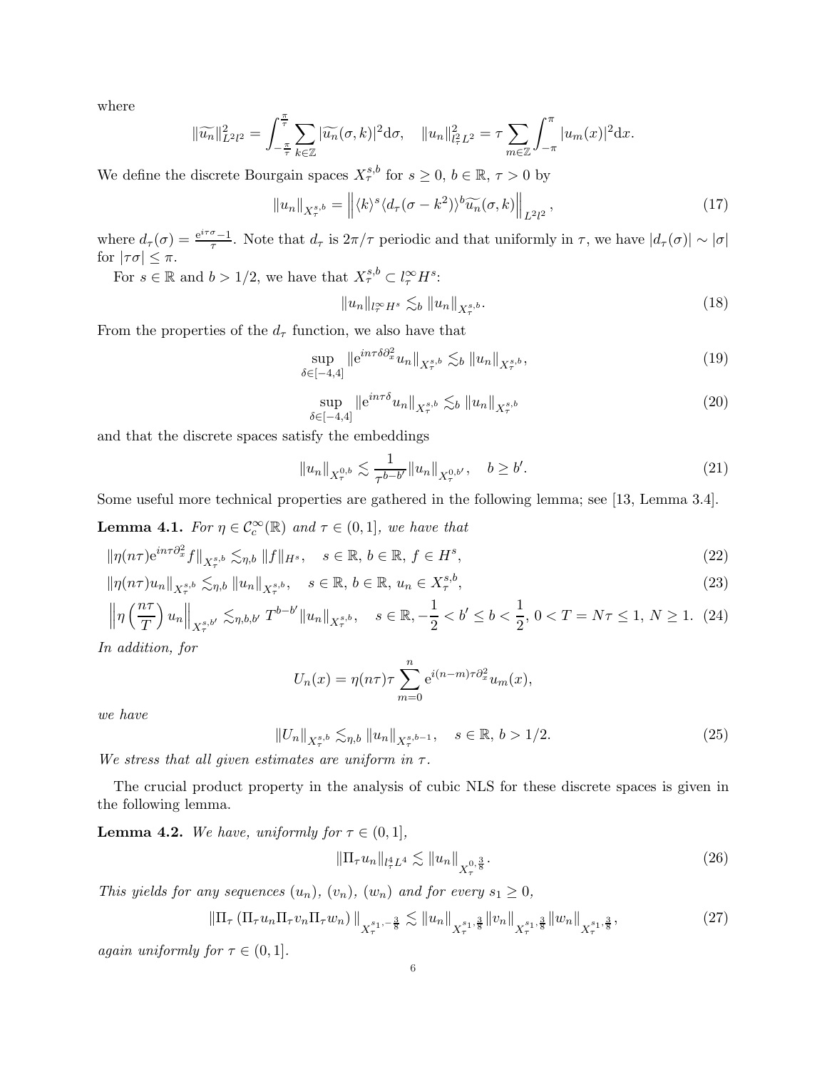where

$$\|\widetilde{u_n}\|_{L^2 l^2}^2 = \int_{-\frac{\pi}{\tau}}^{\frac{\pi}{\tau}} \sum_{k\in\mathbb{Z}} |\widetilde{u_n}(\sigma,k)|^2 \mathrm{d}\sigma, \quad \|u_n\|_{l_\tau^2 L^2}^2 = \tau \sum_{m\in\mathbb{Z}} \int_{-\pi}^{\pi} |u_m(x)|^2 \mathrm{d}x.$$

We define the discrete Bourgain spaces $X_\tau^{s,b}$ for $s \geq 0$, $b \in \mathbb{R}$, $\tau > 0$ by

$$\|u_n\|_{X_\tau^{s,b}} = \left\| \langle k \rangle^s \langle d_\tau(\sigma - k^2)\rangle^b \widetilde{u_n}(\sigma, k) \right\|_{L^2 l^2}, \tag{17}$$

where $d_\tau(\sigma) = \frac{\mathrm{e}^{i\tau\sigma}-1}{\tau}$. Note that $d_\tau$ is $2\pi/\tau$ periodic and that uniformly in $\tau$, we have $|d_\tau(\sigma)| \sim |\sigma|$ for $|\tau\sigma| \leq \pi$.

For $s \in \mathbb{R}$ and $b > 1/2$, we have that $X_\tau^{s,b} \subset l_\tau^\infty H^s$:

$$\|u_n\|_{l_\tau^\infty H^s} \lesssim_b \|u_n\|_{X_\tau^{s,b}}. \tag{18}$$

From the properties of the $d_\tau$ function, we also have that

$$\sup_{\delta\in[-4,4]} \|\mathrm{e}^{in\tau\delta\partial_x^2} u_n\|_{X_\tau^{s,b}} \lesssim_b \|u_n\|_{X_\tau^{s,b}}, \tag{19}$$

$$\sup_{\delta\in[-4,4]} \|\mathrm{e}^{in\tau\delta} u_n\|_{X_\tau^{s,b}} \lesssim_b \|u_n\|_{X_\tau^{s,b}} \tag{20}$$

and that the discrete spaces satisfy the embeddings

$$\|u_n\|_{X_\tau^{0,b}} \lesssim \frac{1}{\tau^{b-b'}} \|u_n\|_{X_\tau^{0,b'}}, \quad b \geq b'. \tag{21}$$

Some useful more technical properties are gathered in the following lemma; see [13, Lemma 3.4].

**Lemma 4.1.** *For $\eta \in \mathcal{C}_c^\infty(\mathbb{R})$ and $\tau \in (0,1]$, we have that*

$$\|\eta(n\tau)\mathrm{e}^{in\tau\partial_x^2} f\|_{X_\tau^{s,b}} \lesssim_{\eta,b} \|f\|_{H^s}, \quad s \in \mathbb{R},\ b \in \mathbb{R},\ f \in H^s, \tag{22}$$

$$\|\eta(n\tau)u_n\|_{X_\tau^{s,b}} \lesssim_{\eta,b} \|u_n\|_{X_\tau^{s,b}}, \quad s \in \mathbb{R},\ b \in \mathbb{R},\ u_n \in X_\tau^{s,b}, \tag{23}$$

$$\left\|\eta\left(\frac{n\tau}{T}\right)u_n\right\|_{X_\tau^{s,b'}} \lesssim_{\eta,b,b'} T^{b-b'} \|u_n\|_{X_\tau^{s,b}}, \quad s \in \mathbb{R}, -\frac{1}{2} < b' \leq b < \frac{1}{2},\ 0 < T = N\tau \leq 1,\ N \geq 1. \tag{24}$$

*In addition, for*

$$U_n(x) = \eta(n\tau)\tau \sum_{m=0}^{n} \mathrm{e}^{i(n-m)\tau\partial_x^2} u_m(x),$$

*we have*

$$\|U_n\|_{X_\tau^{s,b}} \lesssim_{\eta,b} \|u_n\|_{X_\tau^{s,b-1}}, \quad s \in \mathbb{R},\ b > 1/2. \tag{25}$$

*We stress that all given estimates are uniform in $\tau$.*

The crucial product property in the analysis of cubic NLS for these discrete spaces is given in the following lemma.

**Lemma 4.2.** *We have, uniformly for $\tau \in (0,1]$,*

$$\|\Pi_\tau u_n\|_{l_\tau^4 L^4} \lesssim \|u_n\|_{X_\tau^{0,\frac{3}{8}}}. \tag{26}$$

*This yields for any sequences $(u_n)$, $(v_n)$, $(w_n)$ and for every $s_1 \geq 0$,*

$$\|\Pi_\tau\left(\Pi_\tau u_n \Pi_\tau v_n \Pi_\tau w_n\right)\|_{X_\tau^{s_1,-\frac{3}{8}}} \lesssim \|u_n\|_{X_\tau^{s_1,\frac{3}{8}}} \|v_n\|_{X_\tau^{s_1,\frac{3}{8}}} \|w_n\|_{X_\tau^{s_1,\frac{3}{8}}}, \tag{27}$$

*again uniformly for $\tau \in (0,1]$.*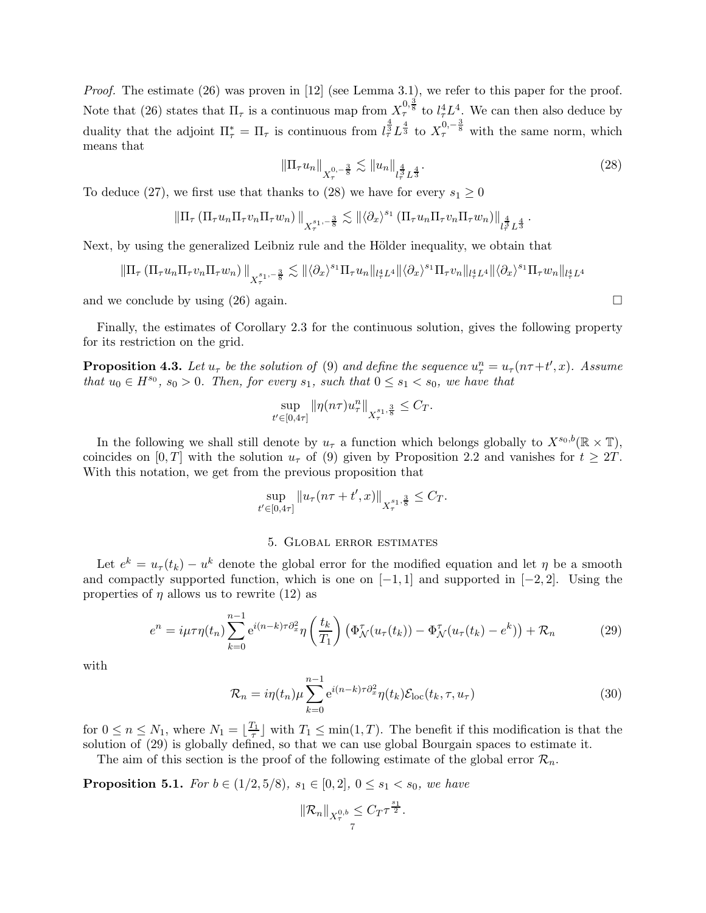*Proof.* The estimate (26) was proven in [12] (see Lemma 3.1), we refer to this paper for the proof. Note that (26) states that $\Pi_\tau$ is a continuous map from $X_\tau^{0,\frac{3}{8}}$ to $l^4_\tau L^4$. We can then also deduce by duality that the adjoint $\Pi_\tau^* = \Pi_\tau$ is continuous from $l_\tau^{\frac{4}{3}} L^{\frac{4}{3}}$ to $X_\tau^{0,-\frac{3}{8}}$ with the same norm, which means that

$$\|\Pi_\tau u_n\|_{X_\tau^{0,-\frac{3}{8}}} \lesssim \|u_n\|_{l_\tau^{\frac{4}{3}} L^{\frac{4}{3}}}. \tag{28}$$

To deduce (27), we first use that thanks to (28) we have for every $s_1 \geq 0$

$$\|\Pi_\tau \left(\Pi_\tau u_n \Pi_\tau v_n \Pi_\tau w_n\right)\|_{X_\tau^{s_1,-\frac{3}{8}}} \lesssim \|\langle \partial_x \rangle^{s_1} \left(\Pi_\tau u_n \Pi_\tau v_n \Pi_\tau w_n\right)\|_{l_\tau^{\frac{4}{3}} L^{\frac{4}{3}}}.$$

Next, by using the generalized Leibniz rule and the Hölder inequality, we obtain that

$$\|\Pi_\tau \left(\Pi_\tau u_n \Pi_\tau v_n \Pi_\tau w_n\right)\|_{X_\tau^{s_1,-\frac{3}{8}}} \lesssim \|\langle \partial_x \rangle^{s_1} \Pi_\tau u_n\|_{l_\tau^4 L^4} \|\langle \partial_x \rangle^{s_1} \Pi_\tau v_n\|_{l_\tau^4 L^4} \|\langle \partial_x \rangle^{s_1} \Pi_\tau w_n\|_{l_\tau^4 L^4}$$

and we conclude by using (26) again. $\square$

Finally, the estimates of Corollary 2.3 for the continuous solution, gives the following property for its restriction on the grid.

**Proposition 4.3.** *Let $u_\tau$ be the solution of (9) and define the sequence $u_\tau^n = u_\tau(n\tau + t', x)$. Assume that $u_0 \in H^{s_0}$, $s_0 > 0$. Then, for every $s_1$, such that $0 \leq s_1 < s_0$, we have that*

$$\sup_{t' \in [0,4\tau]} \|\eta(n\tau) u_\tau^n\|_{X_\tau^{s_1,\frac{3}{8}}} \leq C_T.$$

In the following we shall still denote by $u_\tau$ a function which belongs globally to $X^{s_0,b}(\mathbb{R} \times \mathbb{T})$, coincides on $[0,T]$ with the solution $u_\tau$ of (9) given by Proposition 2.2 and vanishes for $t \geq 2T$. With this notation, we get from the previous proposition that

$$\sup_{t' \in [0,4\tau]} \|u_\tau(n\tau + t', x)\|_{X_\tau^{s_1,\frac{3}{8}}} \leq C_T.$$

## 5. Global error estimates

Let $e^k = u_\tau(t_k) - u^k$ denote the global error for the modified equation and let $\eta$ be a smooth and compactly supported function, which is one on $[-1,1]$ and supported in $[-2,2]$. Using the properties of $\eta$ allows us to rewrite (12) as

$$e^n = i\mu\tau\eta(t_n) \sum_{k=0}^{n-1} \mathrm{e}^{i(n-k)\tau\partial_x^2} \eta\left(\frac{t_k}{T_1}\right) \left(\Phi_{\mathcal{N}}^\tau(u_\tau(t_k)) - \Phi_{\mathcal{N}}^\tau(u_\tau(t_k) - e^k)\right) + \mathcal{R}_n \tag{29}$$

with

$$\mathcal{R}_n = i\eta(t_n)\mu \sum_{k=0}^{n-1} \mathrm{e}^{i(n-k)\tau\partial_x^2} \eta(t_k) \mathcal{E}_{\mathrm{loc}}(t_k, \tau, u_\tau) \tag{30}$$

for $0 \leq n \leq N_1$, where $N_1 = \lfloor \frac{T_1}{\tau} \rfloor$ with $T_1 \leq \min(1, T)$. The benefit if this modification is that the solution of (29) is globally defined, so that we can use global Bourgain spaces to estimate it.

The aim of this section is the proof of the following estimate of the global error $\mathcal{R}_n$.

**Proposition 5.1.** *For $b \in (1/2, 5/8)$, $s_1 \in [0,2]$, $0 \leq s_1 < s_0$, we have*

$$\|\mathcal{R}_n\|_{X_\tau^{0,b}} \leq C_T \tau^{\frac{s_1}{2}}.$$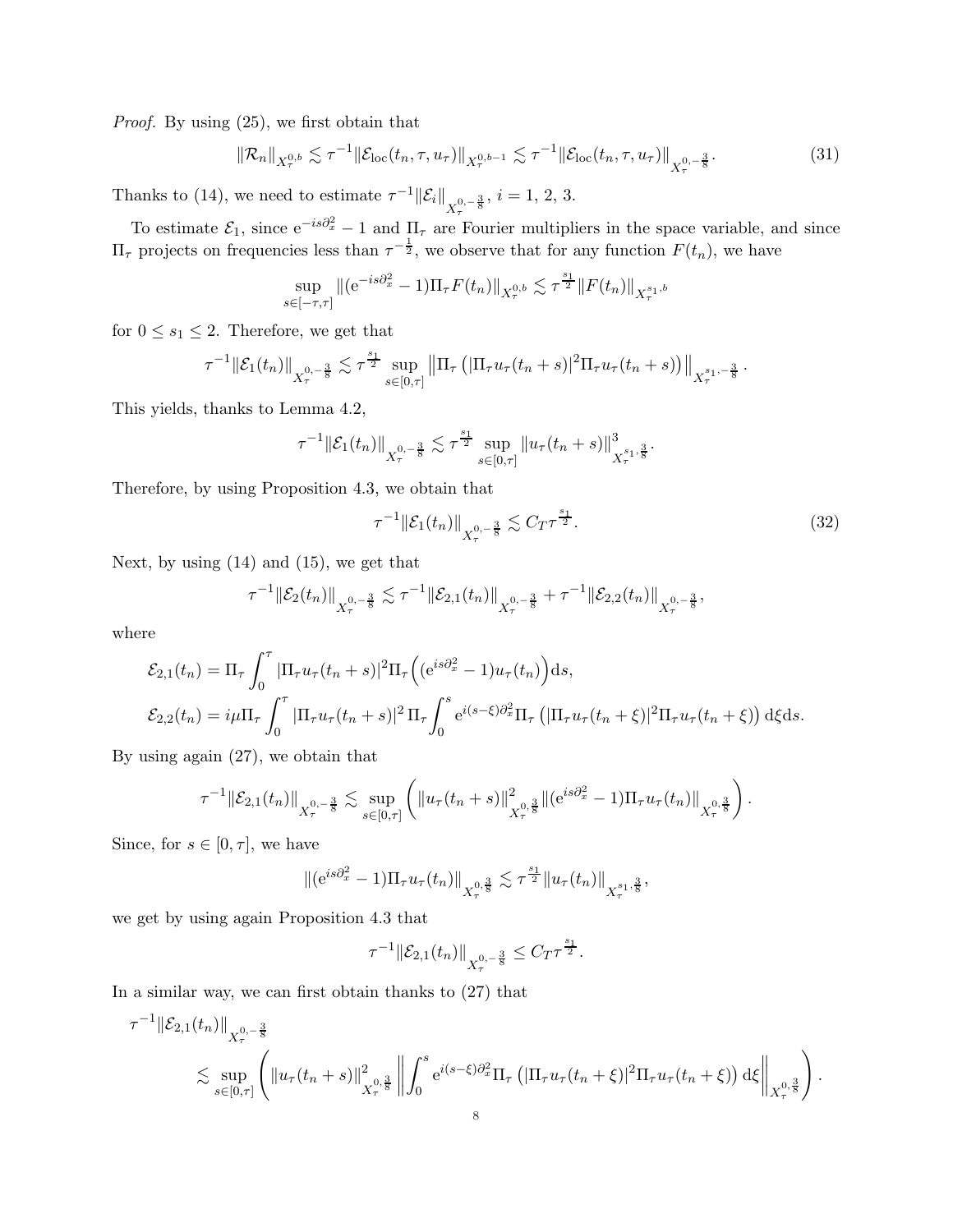*Proof.* By using (25), we first obtain that

$$\|\mathcal{R}_n\|_{X_\tau^{0,b}} \lesssim \tau^{-1}\|\mathcal{E}_{\rm loc}(t_n,\tau,u_\tau)\|_{X_\tau^{0,b-1}} \lesssim \tau^{-1}\|\mathcal{E}_{\rm loc}(t_n,\tau,u_\tau)\|_{X_\tau^{0,-\frac{3}{8}}}. \tag{31}$$

Thanks to (14), we need to estimate $\tau^{-1}\|\mathcal{E}_i\|_{X_\tau^{0,-\frac{3}{8}}}$, $i=1,\,2,\,3$.

To estimate $\mathcal{E}_1$, since $\mathrm{e}^{-is\partial_x^2}-1$ and $\Pi_\tau$ are Fourier multipliers in the space variable, and since $\Pi_\tau$ projects on frequencies less than $\tau^{-\frac{1}{2}}$, we observe that for any function $F(t_n)$, we have

$$\sup_{s\in[-\tau,\tau]}\|(\mathrm{e}^{-is\partial_x^2}-1)\Pi_\tau F(t_n)\|_{X_\tau^{0,b}} \lesssim \tau^{\frac{s_1}{2}}\|F(t_n)\|_{X_\tau^{s_1,b}}$$

for $0\le s_1\le 2$. Therefore, we get that

$$\tau^{-1}\|\mathcal{E}_1(t_n)\|_{X_\tau^{0,-\frac{3}{8}}} \lesssim \tau^{\frac{s_1}{2}}\sup_{s\in[0,\tau]}\left\|\Pi_\tau\left(|\Pi_\tau u_\tau(t_n+s)|^2\Pi_\tau u_\tau(t_n+s)\right)\right\|_{X_\tau^{s_1,-\frac{3}{8}}}.$$

This yields, thanks to Lemma 4.2,

$$\tau^{-1}\|\mathcal{E}_1(t_n)\|_{X_\tau^{0,-\frac{3}{8}}} \lesssim \tau^{\frac{s_1}{2}}\sup_{s\in[0,\tau]}\|u_\tau(t_n+s)\|^3_{X_\tau^{s_1,\frac{3}{8}}}.$$

Therefore, by using Proposition 4.3, we obtain that

$$\tau^{-1}\|\mathcal{E}_1(t_n)\|_{X_\tau^{0,-\frac{3}{8}}} \lesssim C_T\tau^{\frac{s_1}{2}}. \tag{32}$$

Next, by using (14) and (15), we get that

$$\tau^{-1}\|\mathcal{E}_2(t_n)\|_{X_\tau^{0,-\frac{3}{8}}} \lesssim \tau^{-1}\|\mathcal{E}_{2,1}(t_n)\|_{X_\tau^{0,-\frac{3}{8}}} + \tau^{-1}\|\mathcal{E}_{2,2}(t_n)\|_{X_\tau^{0,-\frac{3}{8}}},$$

where

$$\begin{aligned}
\mathcal{E}_{2,1}(t_n) &= \Pi_\tau\int_0^\tau |\Pi_\tau u_\tau(t_n+s)|^2\Pi_\tau\Big((\mathrm{e}^{is\partial_x^2}-1)u_\tau(t_n)\Big)\mathrm{d}s,\\
\mathcal{E}_{2,2}(t_n) &= i\mu\Pi_\tau\int_0^\tau |\Pi_\tau u_\tau(t_n+s)|^2\,\Pi_\tau\!\int_0^s \mathrm{e}^{i(s-\xi)\partial_x^2}\Pi_\tau\left(|\Pi_\tau u_\tau(t_n+\xi)|^2\Pi_\tau u_\tau(t_n+\xi)\right)\mathrm{d}\xi\mathrm{d}s.
\end{aligned}$$

By using again (27), we obtain that

$$\tau^{-1}\|\mathcal{E}_{2,1}(t_n)\|_{X_\tau^{0,-\frac{3}{8}}} \lesssim \sup_{s\in[0,\tau]}\left(\|u_\tau(t_n+s)\|^2_{X_\tau^{0,\frac{3}{8}}}\|(\mathrm{e}^{is\partial_x^2}-1)\Pi_\tau u_\tau(t_n)\|_{X_\tau^{0,\frac{3}{8}}}\right).$$

Since, for $s\in[0,\tau]$, we have

$$\|(\mathrm{e}^{is\partial_x^2}-1)\Pi_\tau u_\tau(t_n)\|_{X_\tau^{0,\frac{3}{8}}} \lesssim \tau^{\frac{s_1}{2}}\|u_\tau(t_n)\|_{X_\tau^{s_1,\frac{3}{8}}},$$

we get by using again Proposition 4.3 that

$$\tau^{-1}\|\mathcal{E}_{2,1}(t_n)\|_{X_\tau^{0,-\frac{3}{8}}} \le C_T\tau^{\frac{s_1}{2}}.$$

In a similar way, we can first obtain thanks to (27) that

$$\begin{aligned}
&\tau^{-1}\|\mathcal{E}_{2,1}(t_n)\|_{X_\tau^{0,-\frac{3}{8}}}\\
&\qquad\lesssim \sup_{s\in[0,\tau]}\left(\|u_\tau(t_n+s)\|^2_{X_\tau^{0,\frac{3}{8}}}\left\|\int_0^s \mathrm{e}^{i(s-\xi)\partial_x^2}\Pi_\tau\left(|\Pi_\tau u_\tau(t_n+\xi)|^2\Pi_\tau u_\tau(t_n+\xi)\right)\mathrm{d}\xi\right\|_{X_\tau^{0,\frac{3}{8}}}\right).
\end{aligned}$$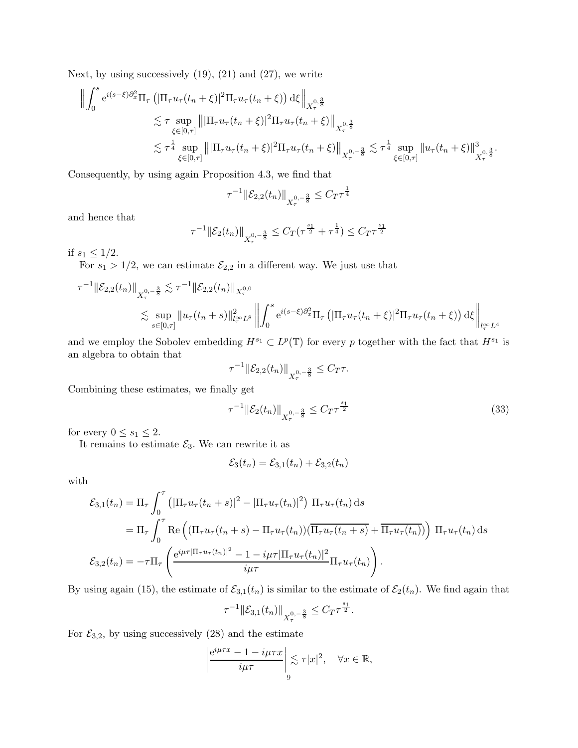Next, by using successively (19), (21) and (27), we write

$$
\begin{aligned}
\Big\| \int_0^s \mathrm{e}^{i(s-\xi)\partial_x^2} \Pi_\tau \left( |\Pi_\tau u_\tau(t_n+\xi)|^2 \Pi_\tau u_\tau(t_n+\xi) \right) \mathrm{d}\xi \Big\|_{X_\tau^{0,\frac{3}{8}}} & \\
\lesssim \tau \sup_{\xi\in[0,\tau]} \big\| |\Pi_\tau u_\tau(t_n+\xi)|^2 \Pi_\tau u_\tau(t_n+\xi) \big\|_{X_\tau^{0,\frac{3}{8}}} & \\
\lesssim \tau^{\frac{1}{4}} \sup_{\xi\in[0,\tau]} \big\| |\Pi_\tau u_\tau(t_n+\xi)|^2 \Pi_\tau u_\tau(t_n+\xi) \big\|_{X_\tau^{0,-\frac{3}{8}}} \lesssim \tau^{\frac{1}{4}} \sup_{\xi\in[0,\tau]} \| u_\tau(t_n+\xi)\|^3_{X_\tau^{0,\frac{3}{8}}}. &
\end{aligned}
$$

Consequently, by using again Proposition 4.3, we find that

$$
\tau^{-1} \|\mathcal{E}_{2,2}(t_n)\|_{X_\tau^{0,-\frac{3}{8}}} \leq C_T \tau^{\frac{1}{4}}
$$

and hence that

$$
\tau^{-1} \|\mathcal{E}_{2}(t_n)\|_{X_\tau^{0,-\frac{3}{8}}} \leq C_T (\tau^{\frac{s_1}{2}} + \tau^{\frac{1}{4}}) \leq C_T \tau^{\frac{s_1}{2}}
$$

if $s_1 \leq 1/2$.

For $s_1 > 1/2$, we can estimate $\mathcal{E}_{2,2}$ in a different way. We just use that

$$
\begin{aligned}
\tau^{-1} \|\mathcal{E}_{2,2}(t_n)\|_{X_\tau^{0,-\frac{3}{8}}} &\lesssim \tau^{-1} \|\mathcal{E}_{2,2}(t_n)\|_{X_\tau^{0,0}} \\
&\lesssim \sup_{s\in[0,\tau]} \|u_\tau(t_n+s)\|^2_{l^\infty_\tau L^s} \Big\| \int_0^s \mathrm{e}^{i(s-\xi)\partial_x^2} \Pi_\tau \left( |\Pi_\tau u_\tau(t_n+\xi)|^2 \Pi_\tau u_\tau(t_n+\xi) \right) \mathrm{d}\xi \Big\|_{l^\infty_\tau L^4}
\end{aligned}
$$

and we employ the Sobolev embedding $H^{s_1} \subset L^p(\mathbb{T})$ for every $p$ together with the fact that $H^{s_1}$ is an algebra to obtain that

$$
\tau^{-1} \|\mathcal{E}_{2,2}(t_n)\|_{X_\tau^{0,-\frac{3}{8}}} \leq C_T \tau.
$$

Combining these estimates, we finally get

$$
\tau^{-1} \|\mathcal{E}_{2}(t_n)\|_{X_\tau^{0,-\frac{3}{8}}} \leq C_T \tau^{\frac{s_1}{2}} \tag{33}
$$

for every $0 \leq s_1 \leq 2$.

It remains to estimate $\mathcal{E}_3$. We can rewrite it as

$$
\mathcal{E}_3(t_n) = \mathcal{E}_{3,1}(t_n) + \mathcal{E}_{3,2}(t_n)
$$

with

$$
\begin{aligned}
\mathcal{E}_{3,1}(t_n) &= \Pi_\tau \int_0^\tau \left( |\Pi_\tau u_\tau(t_n+s)|^2 - |\Pi_\tau u_\tau(t_n)|^2 \right) \Pi_\tau u_\tau(t_n) \,\mathrm{d}s \\
&= \Pi_\tau \int_0^\tau \mathrm{Re}\Big( (\Pi_\tau u_\tau(t_n+s) - \Pi_\tau u_\tau(t_n)) (\overline{\Pi_\tau u_\tau(t_n+s)} + \overline{\Pi_\tau u_\tau(t_n)}) \Big) \Pi_\tau u_\tau(t_n) \,\mathrm{d}s \\
\mathcal{E}_{3,2}(t_n) &= -\tau \Pi_\tau \left( \frac{\mathrm{e}^{i\mu\tau |\Pi_\tau u_\tau(t_n)|^2} - 1 - i\mu\tau |\Pi_\tau u_\tau(t_n)|^2}{i\mu\tau} \Pi_\tau u_\tau(t_n) \right).
\end{aligned}
$$

By using again (15), the estimate of $\mathcal{E}_{3,1}(t_n)$ is similar to the estimate of $\mathcal{E}_2(t_n)$. We find again that

$$
\tau^{-1} \|\mathcal{E}_{3,1}(t_n)\|_{X_\tau^{0,-\frac{3}{8}}} \leq C_T \tau^{\frac{s_1}{2}}.
$$

For $\mathcal{E}_{3,2}$, by using successively (28) and the estimate

$$
\left| \frac{\mathrm{e}^{i\mu\tau x} - 1 - i\mu\tau x}{i\mu\tau} \right| \lesssim \tau |x|^2, \quad \forall x \in \mathbb{R},
$$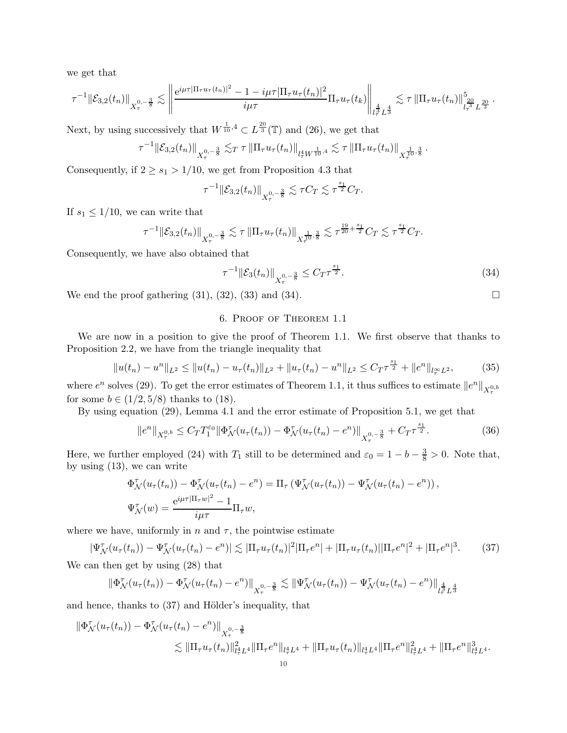we get that

$$\tau^{-1}\|\mathcal{E}_{3,2}(t_n)\|_{X_\tau^{0,-\frac{3}{8}}} \lesssim \left\| \frac{e^{i\mu\tau|\Pi_\tau u_\tau(t_n)|^2} - 1 - i\mu\tau|\Pi_\tau u_\tau(t_n)|^2}{i\mu\tau} \Pi_\tau u_\tau(t_k) \right\|_{l_\tau^{\frac{4}{3}} L^{\frac{4}{3}}} \lesssim \tau \|\Pi_\tau u_\tau(t_n)\|^5_{l_\tau^{\frac{20}{3}} L^{\frac{20}{3}}}.$$

Next, by using successively that $W^{\frac{1}{10},4} \subset L^{\frac{20}{3}}(\mathbb{T})$ and (26), we get that

$$\tau^{-1}\|\mathcal{E}_{3,2}(t_n)\|_{X_\tau^{0,-\frac{3}{8}}} \lesssim_T \tau \|\Pi_\tau u_\tau(t_n)\|_{l_\tau^4 W^{\frac{1}{10},4}} \lesssim \tau \|\Pi_\tau u_\tau(t_n)\|_{X_\tau^{\frac{1}{10},\frac{3}{8}}}.$$

Consequently, if $2 \geq s_1 > 1/10$, we get from Proposition 4.3 that

$$\tau^{-1}\|\mathcal{E}_{3,2}(t_n)\|_{X_\tau^{0,-\frac{3}{8}}} \lesssim \tau C_T \lesssim \tau^{\frac{s_1}{2}} C_T.$$

If $s_1 \leq 1/10$, we can write that

$$\tau^{-1}\|\mathcal{E}_{3,2}(t_n)\|_{X_\tau^{0,-\frac{3}{8}}} \lesssim \tau \|\Pi_\tau u_\tau(t_n)\|_{X_\tau^{\frac{1}{10},\frac{3}{8}}} \lesssim \tau^{\frac{19}{20}+\frac{s_1}{2}} C_T \lesssim \tau^{\frac{s_1}{2}} C_T.$$

Consequently, we have also obtained that

$$\tau^{-1}\|\mathcal{E}_3(t_n)\|_{X_\tau^{0,-\frac{3}{8}}} \leq C_T \tau^{\frac{s_1}{2}}. \tag{34}$$

We end the proof gathering (31), (32), (33) and (34). □

## 6. Proof of Theorem 1.1

We are now in a position to give the proof of Theorem 1.1. We first observe that thanks to Proposition 2.2, we have from the triangle inequality that

$$\|u(t_n) - u^n\|_{L^2} \leq \|u(t_n) - u_\tau(t_n)\|_{L^2} + \|u_\tau(t_n) - u^n\|_{L^2} \leq C_T \tau^{\frac{s_1}{2}} + \|e^n\|_{l_\tau^\infty L^2}, \tag{35}$$

where $e^n$ solves (29). To get the error estimates of Theorem 1.1, it thus suffices to estimate $\|e^n\|_{X_\tau^{0,b}}$ for some $b \in (1/2, 5/8)$ thanks to (18).

By using equation (29), Lemma 4.1 and the error estimate of Proposition 5.1, we get that

$$\|e^n\|_{X_\tau^{0,b}} \leq C_T T_1^{\varepsilon_0} \|\Phi_{\mathcal{N}}^\tau(u_\tau(t_n)) - \Phi_{\mathcal{N}}^\tau(u_\tau(t_n) - e^n)\|_{X_\tau^{0,-\frac{3}{8}}} + C_T \tau^{\frac{s_1}{2}}. \tag{36}$$

Here, we further employed (24) with $T_1$ still to be determined and $\varepsilon_0 = 1 - b - \frac{3}{8} > 0$. Note that, by using (13), we can write

$$\Phi_{\mathcal{N}}^\tau(u_\tau(t_n)) - \Phi_{\mathcal{N}}^\tau(u_\tau(t_n) - e^n) = \Pi_\tau\left(\Psi_{\mathcal{N}}^\tau(u_\tau(t_n)) - \Psi_{\mathcal{N}}^\tau(u_\tau(t_n) - e^n)\right),$$

$$\Psi_{\mathcal{N}}^\tau(w) = \frac{e^{i\mu\tau|\Pi_\tau w|^2} - 1}{i\mu\tau} \Pi_\tau w,$$

where we have, uniformly in $n$ and $\tau$, the pointwise estimate

$$|\Psi_{\mathcal{N}}^\tau(u_\tau(t_n)) - \Psi_{\mathcal{N}}^\tau(u_\tau(t_n) - e^n)| \lesssim |\Pi_\tau u_\tau(t_n)|^2 |\Pi_\tau e^n| + |\Pi_\tau u_\tau(t_n)||\Pi_\tau e^n|^2 + |\Pi_\tau e^n|^3. \tag{37}$$

We can then get by using (28) that

$$\|\Phi_{\mathcal{N}}^\tau(u_\tau(t_n)) - \Phi_{\mathcal{N}}^\tau(u_\tau(t_n) - e^n)\|_{X_\tau^{0,-\frac{3}{8}}} \lesssim \|\Psi_{\mathcal{N}}^\tau(u_\tau(t_n)) - \Psi_{\mathcal{N}}^\tau(u_\tau(t_n) - e^n)\|_{l_\tau^{\frac{4}{3}} L^{\frac{4}{3}}}$$

and hence, thanks to (37) and Hölder's inequality, that

$$\begin{aligned}
&\|\Phi_{\mathcal{N}}^\tau(u_\tau(t_n)) - \Phi_{\mathcal{N}}^\tau(u_\tau(t_n) - e^n)\|_{X_\tau^{0,-\frac{3}{8}}} \\
&\qquad \lesssim \|\Pi_\tau u_\tau(t_n)\|^2_{l_\tau^4 L^4} \|\Pi_\tau e^n\|_{l_\tau^4 L^4} + \|\Pi_\tau u_\tau(t_n)\|_{l_\tau^4 L^4} \|\Pi_\tau e^n\|^2_{l_\tau^4 L^4} + \|\Pi_\tau e^n\|^3_{l_\tau^4 L^4}.
\end{aligned}$$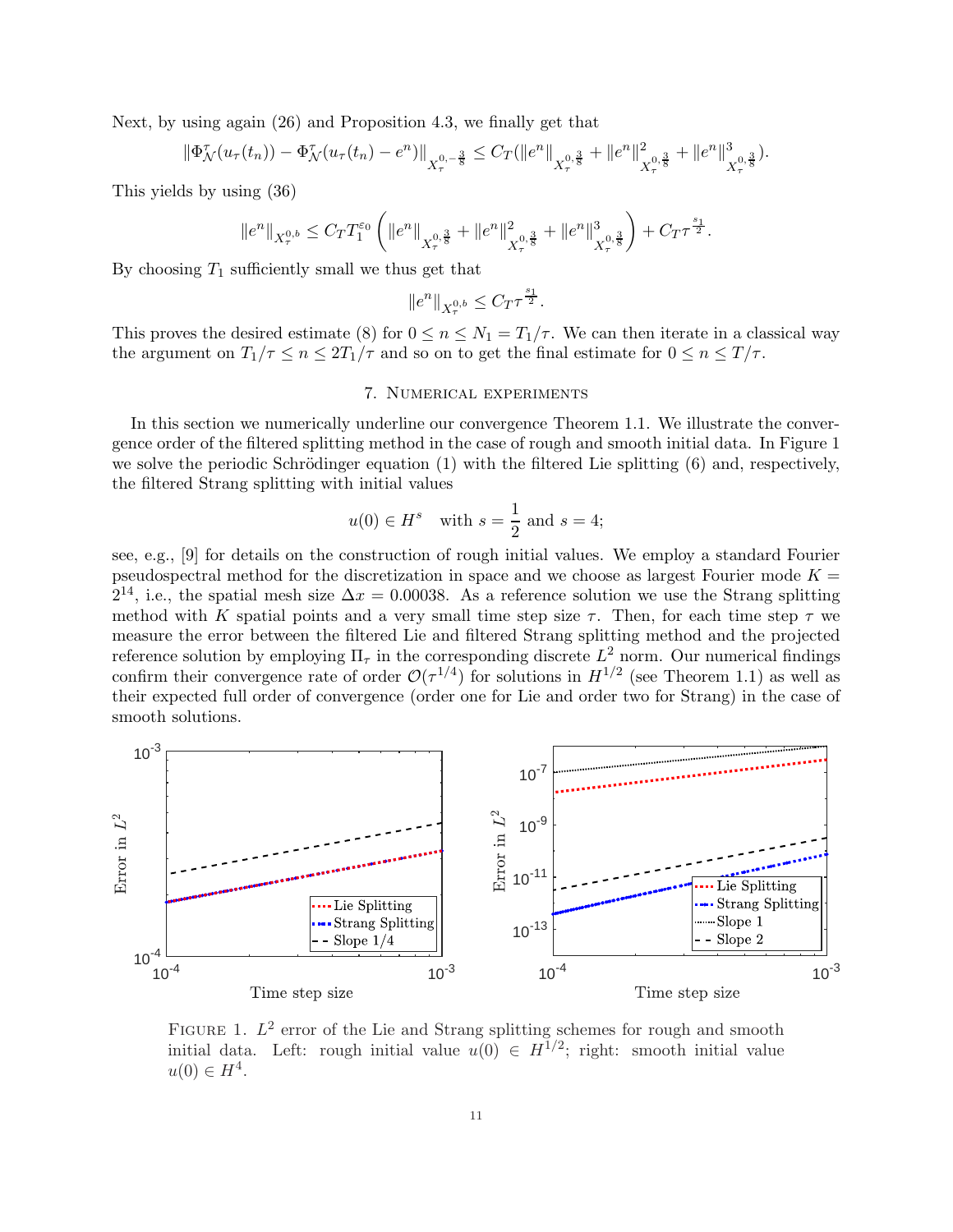Next, by using again (26) and Proposition 4.3, we finally get that

$$\|\Phi_{\mathcal{N}}^{\tau}(u_\tau(t_n)) - \Phi_{\mathcal{N}}^{\tau}(u_\tau(t_n) - e^n)\|_{X_\tau^{0,-\frac{3}{8}}} \leq C_T(\|e^n\|_{X_\tau^{0,\frac{3}{8}}} + \|e^n\|_{X_\tau^{0,\frac{3}{8}}}^2 + \|e^n\|_{X_\tau^{0,\frac{3}{8}}}^3).$$

This yields by using (36)

$$\|e^n\|_{X_\tau^{0,b}} \leq C_T T_1^{\varepsilon_0}\left(\|e^n\|_{X_\tau^{0,\frac{3}{8}}} + \|e^n\|_{X_\tau^{0,\frac{3}{8}}}^2 + \|e^n\|_{X_\tau^{0,\frac{3}{8}}}^3\right) + C_T\tau^{\frac{s_1}{2}}.$$

By choosing $T_1$ sufficiently small we thus get that

$$\|e^n\|_{X_\tau^{0,b}} \leq C_T\tau^{\frac{s_1}{2}}.$$

This proves the desired estimate (8) for $0 \leq n \leq N_1 = T_1/\tau$. We can then iterate in a classical way the argument on $T_1/\tau \leq n \leq 2T_1/\tau$ and so on to get the final estimate for $0 \leq n \leq T/\tau$.

## 7. Numerical experiments

In this section we numerically underline our convergence Theorem 1.1. We illustrate the convergence order of the filtered splitting method in the case of rough and smooth initial data. In Figure 1 we solve the periodic Schrödinger equation (1) with the filtered Lie splitting (6) and, respectively, the filtered Strang splitting with initial values

$$u(0) \in H^s \quad \text{with } s = \frac{1}{2} \text{ and } s = 4;$$

see, e.g., [9] for details on the construction of rough initial values. We employ a standard Fourier pseudospectral method for the discretization in space and we choose as largest Fourier mode $K = 2^{14}$, i.e., the spatial mesh size $\Delta x = 0.00038$. As a reference solution we use the Strang splitting method with $K$ spatial points and a very small time step size $\tau$. Then, for each time step $\tau$ we measure the error between the filtered Lie and filtered Strang splitting method and the projected reference solution by employing $\Pi_\tau$ in the corresponding discrete $L^2$ norm. Our numerical findings confirm their convergence rate of order $\mathcal{O}(\tau^{1/4})$ for solutions in $H^{1/2}$ (see Theorem 1.1) as well as their expected full order of convergence (order one for Lie and order two for Strang) in the case of smooth solutions.

Figure 1. $L^2$ error of the Lie and Strang splitting schemes for rough and smooth initial data. Left: rough initial value $u(0) \in H^{1/2}$; right: smooth initial value $u(0) \in H^4$.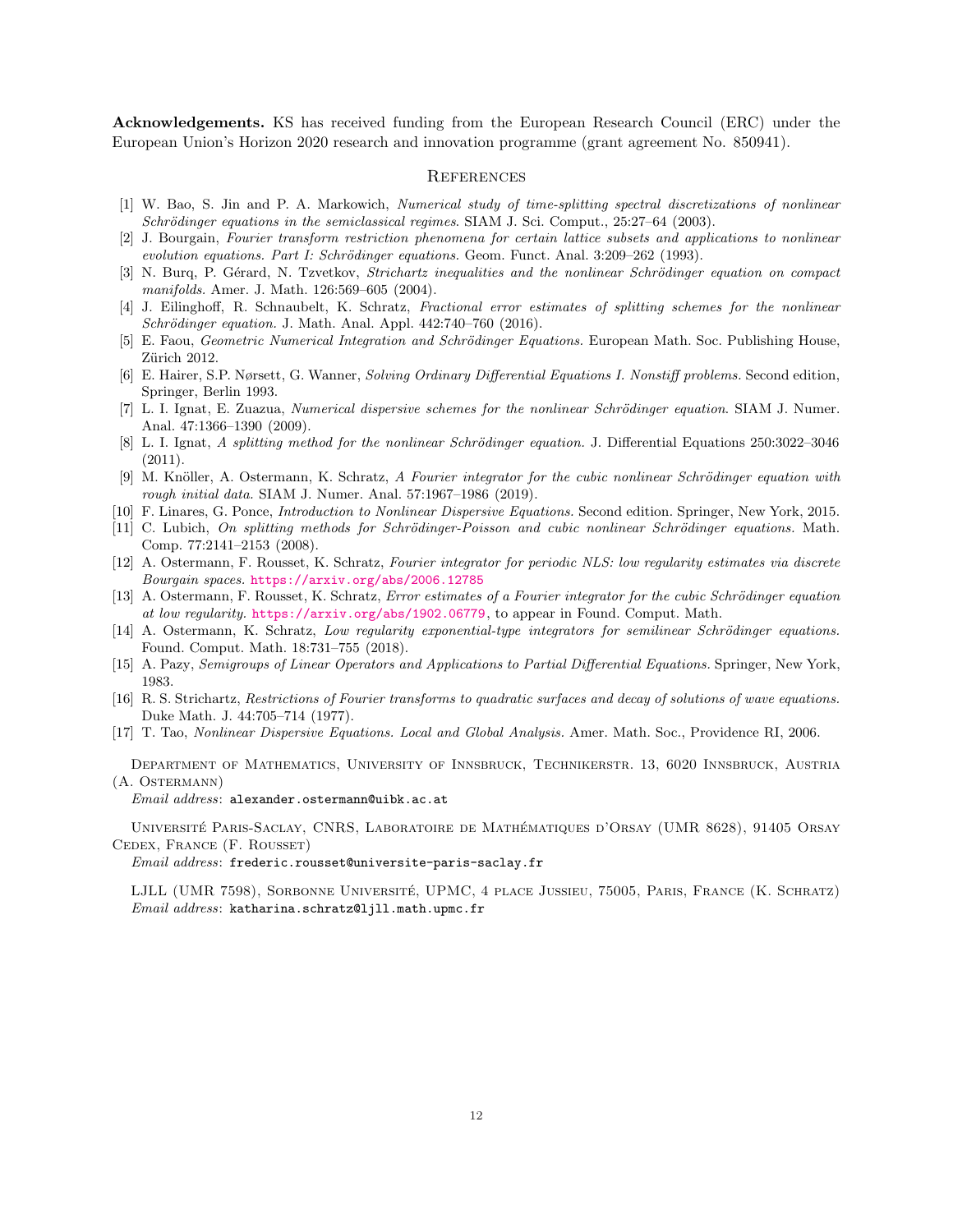**Acknowledgements.** KS has received funding from the European Research Council (ERC) under the European Union's Horizon 2020 research and innovation programme (grant agreement No. 850941).

## References

[1] W. Bao, S. Jin and P. A. Markowich, *Numerical study of time-splitting spectral discretizations of nonlinear Schrödinger equations in the semiclassical regimes*. SIAM J. Sci. Comput., 25:27–64 (2003).

[2] J. Bourgain, *Fourier transform restriction phenomena for certain lattice subsets and applications to nonlinear evolution equations. Part I: Schrödinger equations.* Geom. Funct. Anal. 3:209–262 (1993).

[3] N. Burq, P. Gérard, N. Tzvetkov, *Strichartz inequalities and the nonlinear Schrödinger equation on compact manifolds.* Amer. J. Math. 126:569–605 (2004).

[4] J. Eilinghoff, R. Schnaubelt, K. Schratz, *Fractional error estimates of splitting schemes for the nonlinear Schrödinger equation.* J. Math. Anal. Appl. 442:740–760 (2016).

[5] E. Faou, *Geometric Numerical Integration and Schrödinger Equations.* European Math. Soc. Publishing House, Zürich 2012.

[6] E. Hairer, S.P. Nørsett, G. Wanner, *Solving Ordinary Differential Equations I. Nonstiff problems.* Second edition, Springer, Berlin 1993.

[7] L. I. Ignat, E. Zuazua, *Numerical dispersive schemes for the nonlinear Schrödinger equation*. SIAM J. Numer. Anal. 47:1366–1390 (2009).

[8] L. I. Ignat, *A splitting method for the nonlinear Schrödinger equation.* J. Differential Equations 250:3022–3046 (2011).

[9] M. Knöller, A. Ostermann, K. Schratz, *A Fourier integrator for the cubic nonlinear Schrödinger equation with rough initial data.* SIAM J. Numer. Anal. 57:1967–1986 (2019).

[10] F. Linares, G. Ponce, *Introduction to Nonlinear Dispersive Equations.* Second edition. Springer, New York, 2015.

[11] C. Lubich, *On splitting methods for Schrödinger-Poisson and cubic nonlinear Schrödinger equations.* Math. Comp. 77:2141–2153 (2008).

[12] A. Ostermann, F. Rousset, K. Schratz, *Fourier integrator for periodic NLS: low regularity estimates via discrete Bourgain spaces.* https://arxiv.org/abs/2006.12785

[13] A. Ostermann, F. Rousset, K. Schratz, *Error estimates of a Fourier integrator for the cubic Schrödinger equation at low regularity*. https://arxiv.org/abs/1902.06779, to appear in Found. Comput. Math.

[14] A. Ostermann, K. Schratz, *Low regularity exponential-type integrators for semilinear Schrödinger equations.* Found. Comput. Math. 18:731–755 (2018).

[15] A. Pazy, *Semigroups of Linear Operators and Applications to Partial Differential Equations.* Springer, New York, 1983.

[16] R. S. Strichartz, *Restrictions of Fourier transforms to quadratic surfaces and decay of solutions of wave equations.* Duke Math. J. 44:705–714 (1977).

[17] T. Tao, *Nonlinear Dispersive Equations. Local and Global Analysis.* Amer. Math. Soc., Providence RI, 2006.

Department of Mathematics, University of Innsbruck, Technikerstr. 13, 6020 Innsbruck, Austria (A. Ostermann)

*Email address*: alexander.ostermann@uibk.ac.at

Université Paris-Saclay, CNRS, Laboratoire de Mathématiques d'Orsay (UMR 8628), 91405 Orsay Cedex, France (F. Rousset)

*Email address*: frederic.rousset@universite-paris-saclay.fr

LJLL (UMR 7598), Sorbonne Université, UPMC, 4 place Jussieu, 75005, Paris, France (K. Schratz)

*Email address*: katharina.schratz@ljll.math.upmc.fr